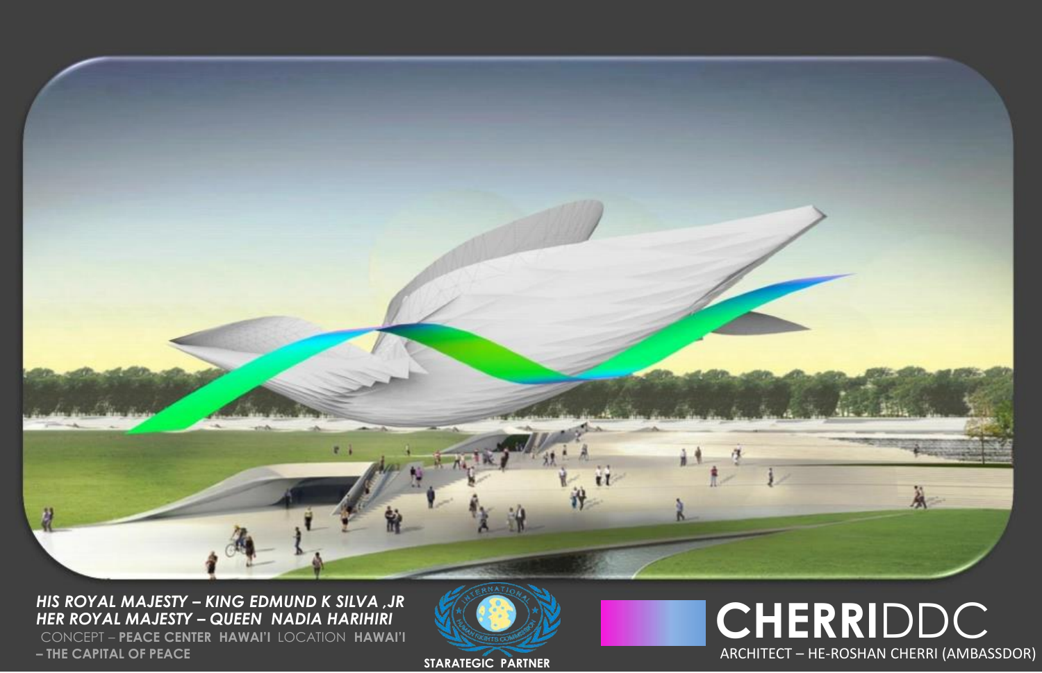***HIS ROYAL MAJESTY – KING EDMUND K SILVA ,JR***
***HER ROYAL MAJESTY – QUEEN NADIA HARIHIRI***
CONCEPT – **PEACE CENTER HAWAI'I** LOCATION **HAWAI'I – THE CAPITAL OF PEACE**

**STARATEGIC PARTNER**

**CHERRI**DDC

ARCHITECT – HE-ROSHAN CHERRI (AMBASSDOR)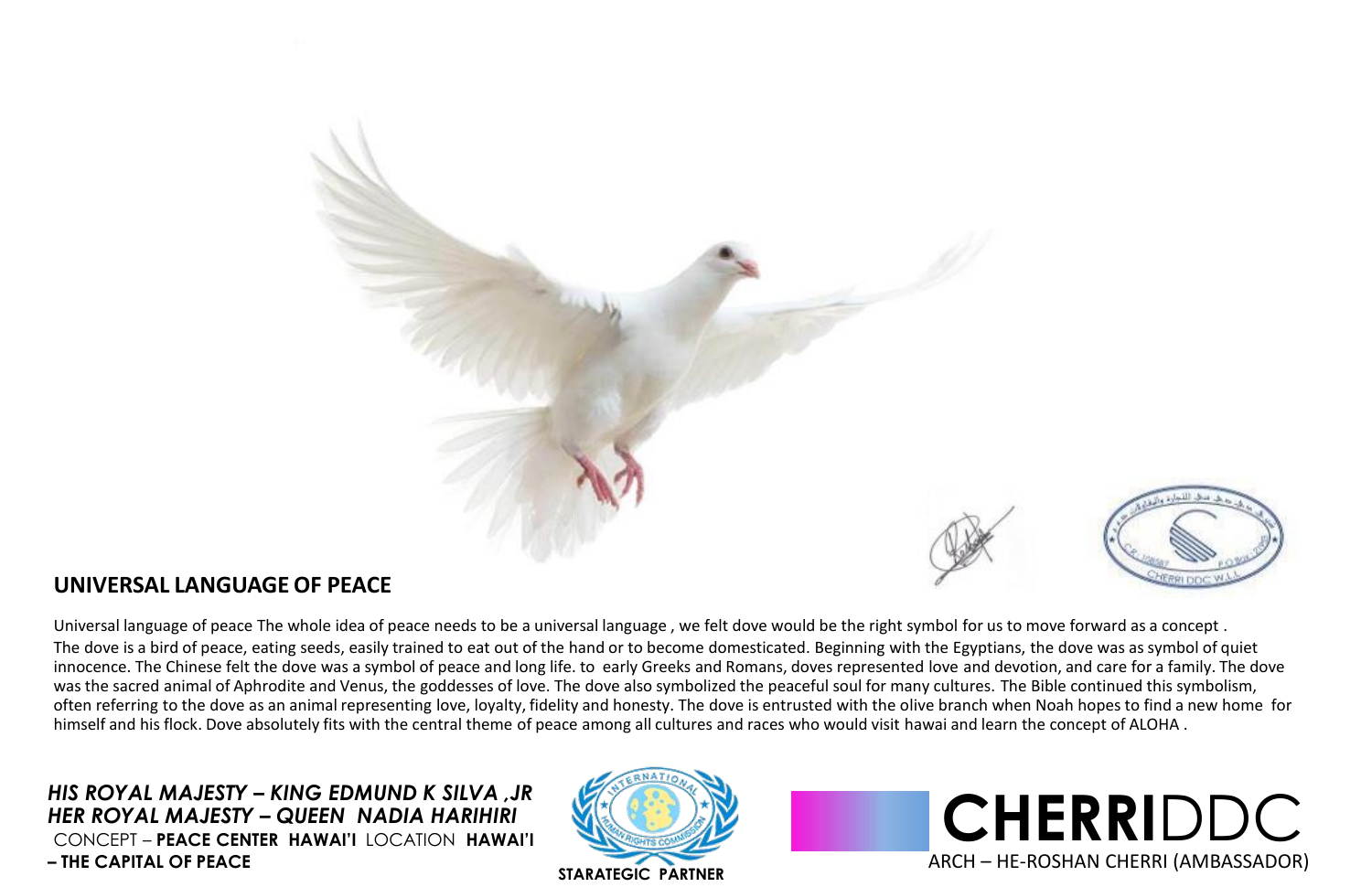## UNIVERSAL LANGUAGE OF PEACE

Universal language of peace The whole idea of peace needs to be a universal language , we felt dove would be the right symbol for us to move forward as a concept .
The dove is a bird of peace, eating seeds, easily trained to eat out of the hand or to become domesticated. Beginning with the Egyptians, the dove was as symbol of quiet innocence. The Chinese felt the dove was a symbol of peace and long life. to early Greeks and Romans, doves represented love and devotion, and care for a family. The dove was the sacred animal of Aphrodite and Venus, the goddesses of love. The dove also symbolized the peaceful soul for many cultures. The Bible continued this symbolism, often referring to the dove as an animal representing love, loyalty, fidelity and honesty. The dove is entrusted with the olive branch when Noah hopes to find a new home for himself and his flock. Dove absolutely fits with the central theme of peace among all cultures and races who would visit hawai and learn the concept of ALOHA .

***HIS ROYAL MAJESTY – KING EDMUND K SILVA ,JR***
***HER ROYAL MAJESTY – QUEEN NADIA HARIHIRI***
CONCEPT – **PEACE CENTER HAWAI'I** LOCATION **HAWAI'I – THE CAPITAL OF PEACE**

**STARATEGIC PARTNER**

**CHERRI**DDC
ARCH – HE-ROSHAN CHERRI (AMBASSADOR)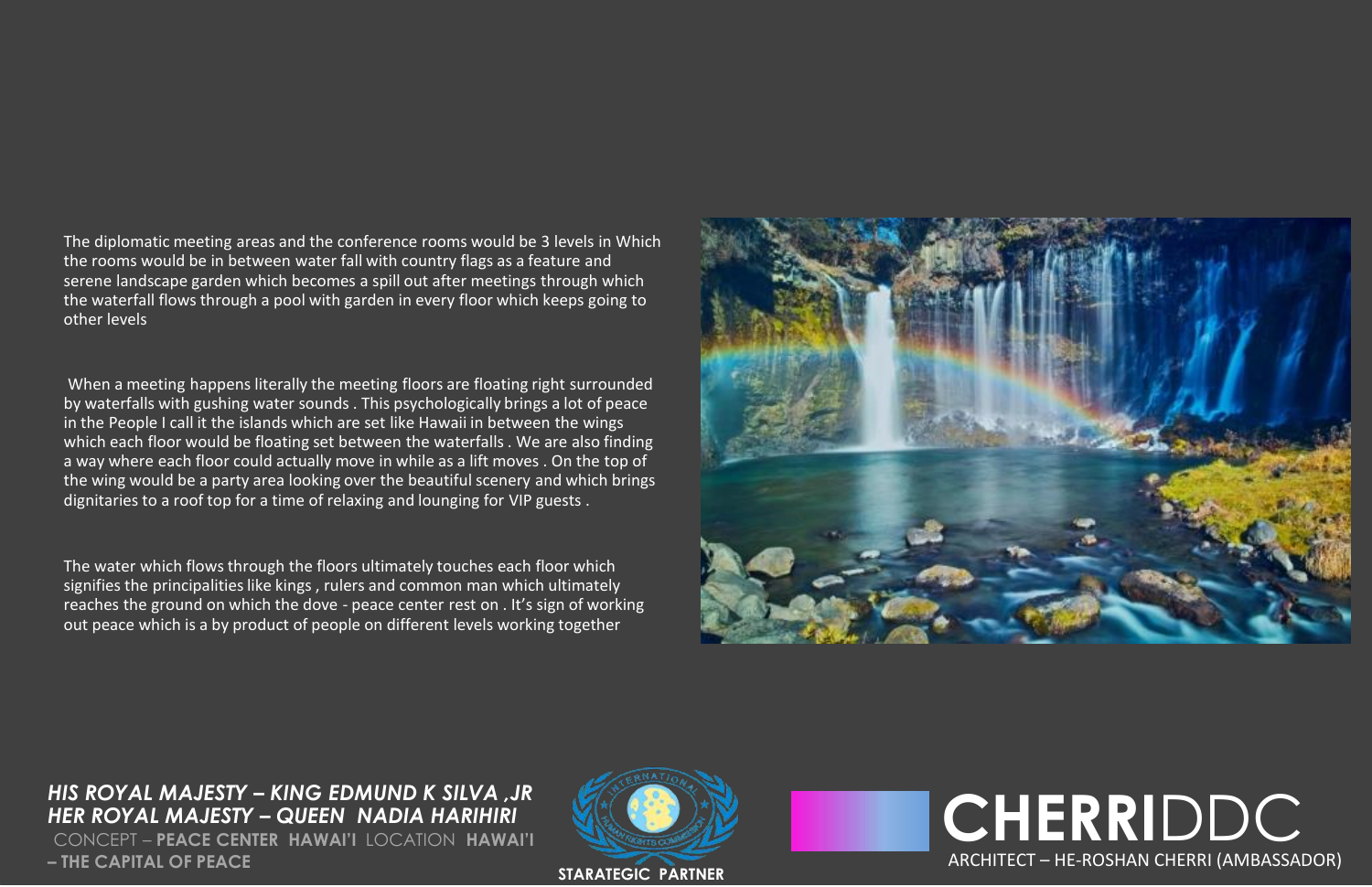The diplomatic meeting areas and the conference rooms would be 3 levels in Which the rooms would be in between water fall with country flags as a feature and serene landscape garden which becomes a spill out after meetings through which the waterfall flows through a pool with garden in every floor which keeps going to other levels

When a meeting happens literally the meeting floors are floating right surrounded by waterfalls with gushing water sounds . This psychologically brings a lot of peace in the People I call it the islands which are set like Hawaii in between the wings which each floor would be floating set between the waterfalls . We are also finding a way where each floor could actually move in while as a lift moves . On the top of the wing would be a party area looking over the beautiful scenery and which brings dignitaries to a roof top for a time of relaxing and lounging for VIP guests .

The water which flows through the floors ultimately touches each floor which signifies the principalities like kings , rulers and common man which ultimately reaches the ground on which the dove - peace center rest on . It's sign of working out peace which is a by product of people on different levels working together

***HIS ROYAL MAJESTY – KING EDMUND K SILVA ,JR***
***HER ROYAL MAJESTY – QUEEN NADIA HARIHIRI***
CONCEPT – **PEACE CENTER HAWAI'I** LOCATION **HAWAI'I – THE CAPITAL OF PEACE**

**STARATEGIC PARTNER**

**CHERRI**DDC
ARCHITECT – HE-ROSHAN CHERRI (AMBASSADOR)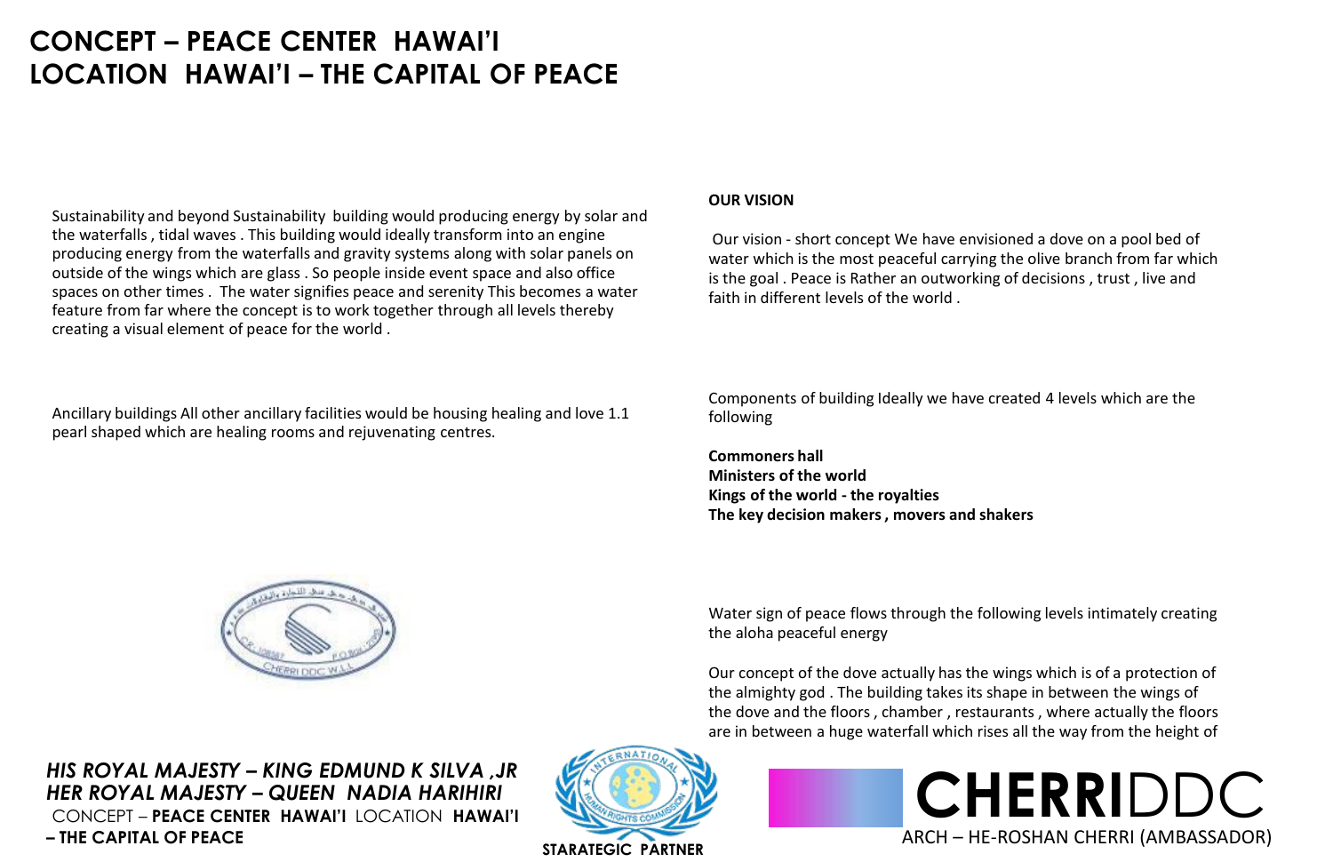# CONCEPT – PEACE CENTER HAWAI'I
# LOCATION HAWAI'I – THE CAPITAL OF PEACE

Sustainability and beyond Sustainability building would producing energy by solar and the waterfalls , tidal waves . This building would ideally transform into an engine producing energy from the waterfalls and gravity systems along with solar panels on outside of the wings which are glass . So people inside event space and also office spaces on other times . The water signifies peace and serenity This becomes a water feature from far where the concept is to work together through all levels thereby creating a visual element of peace for the world .

Ancillary buildings All other ancillary facilities would be housing healing and love 1.1 pearl shaped which are healing rooms and rejuvenating centres.

**OUR VISION**

Our vision - short concept We have envisioned a dove on a pool bed of water which is the most peaceful carrying the olive branch from far which is the goal . Peace is Rather an outworking of decisions , trust , live and faith in different levels of the world .

Components of building Ideally we have created 4 levels which are the following

**Commoners hall**
**Ministers of the world**
**Kings of the world - the royalties**
**The key decision makers , movers and shakers**

Water sign of peace flows through the following levels intimately creating the aloha peaceful energy

Our concept of the dove actually has the wings which is of a protection of the almighty god . The building takes its shape in between the wings of the dove and the floors , chamber , restaurants , where actually the floors are in between a huge waterfall which rises all the way from the height of

***HIS ROYAL MAJESTY – KING EDMUND K SILVA ,JR***
***HER ROYAL MAJESTY – QUEEN NADIA HARIHIRI***
CONCEPT – **PEACE CENTER HAWAI'I** LOCATION **HAWAI'I – THE CAPITAL OF PEACE**

**STARATEGIC PARTNER**

**CHERRI**DDC
ARCH – HE-ROSHAN CHERRI (AMBASSADOR)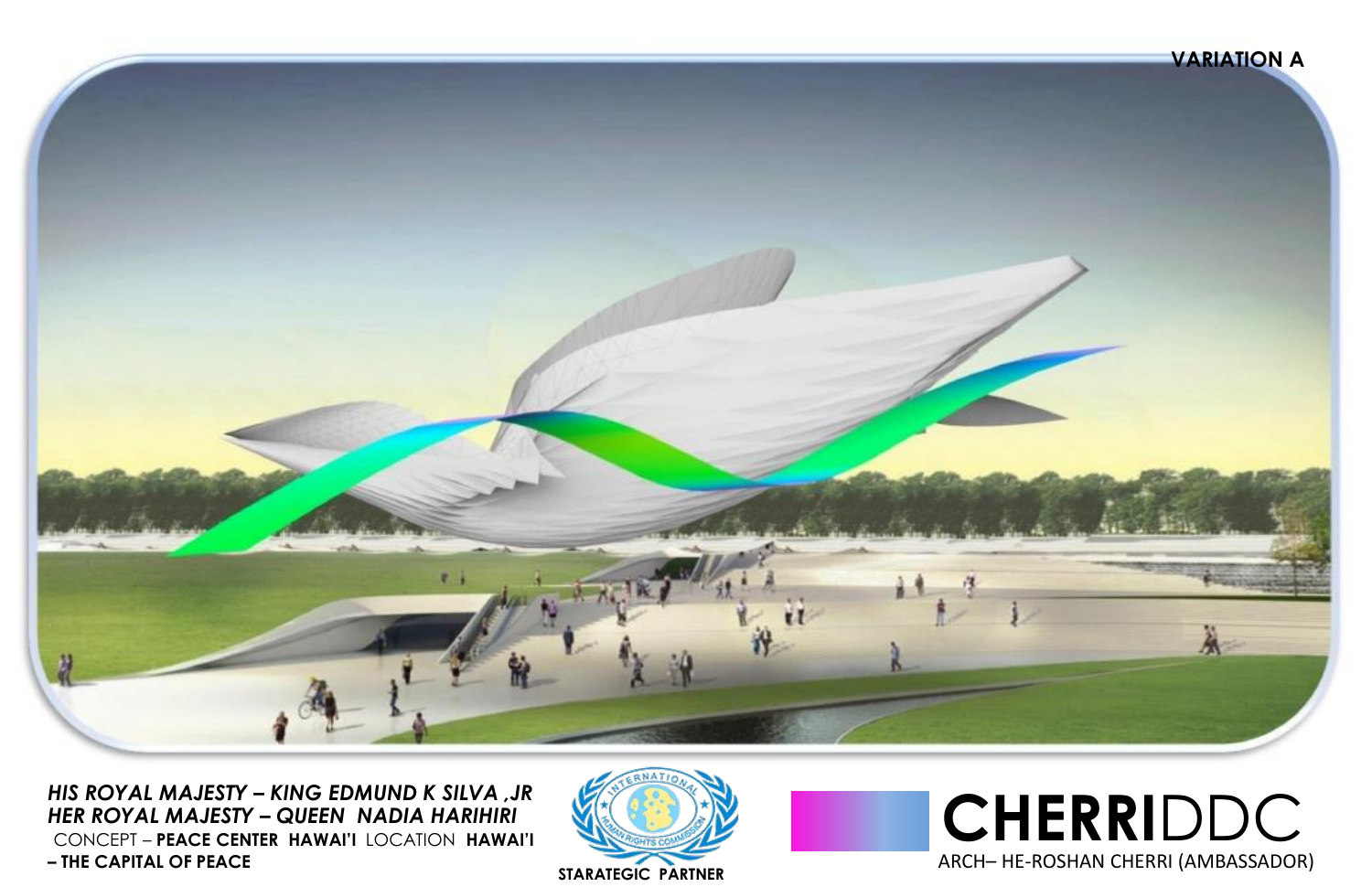**VARIATION A**

***HIS ROYAL MAJESTY – KING EDMUND K SILVA ,JR***
***HER ROYAL MAJESTY – QUEEN NADIA HARIHIRI***
CONCEPT – **PEACE CENTER HAWAI'I** LOCATION **HAWAI'I – THE CAPITAL OF PEACE**

**STARATEGIC PARTNER**

**CHERRI**DDC
ARCH– HE-ROSHAN CHERRI (AMBASSADOR)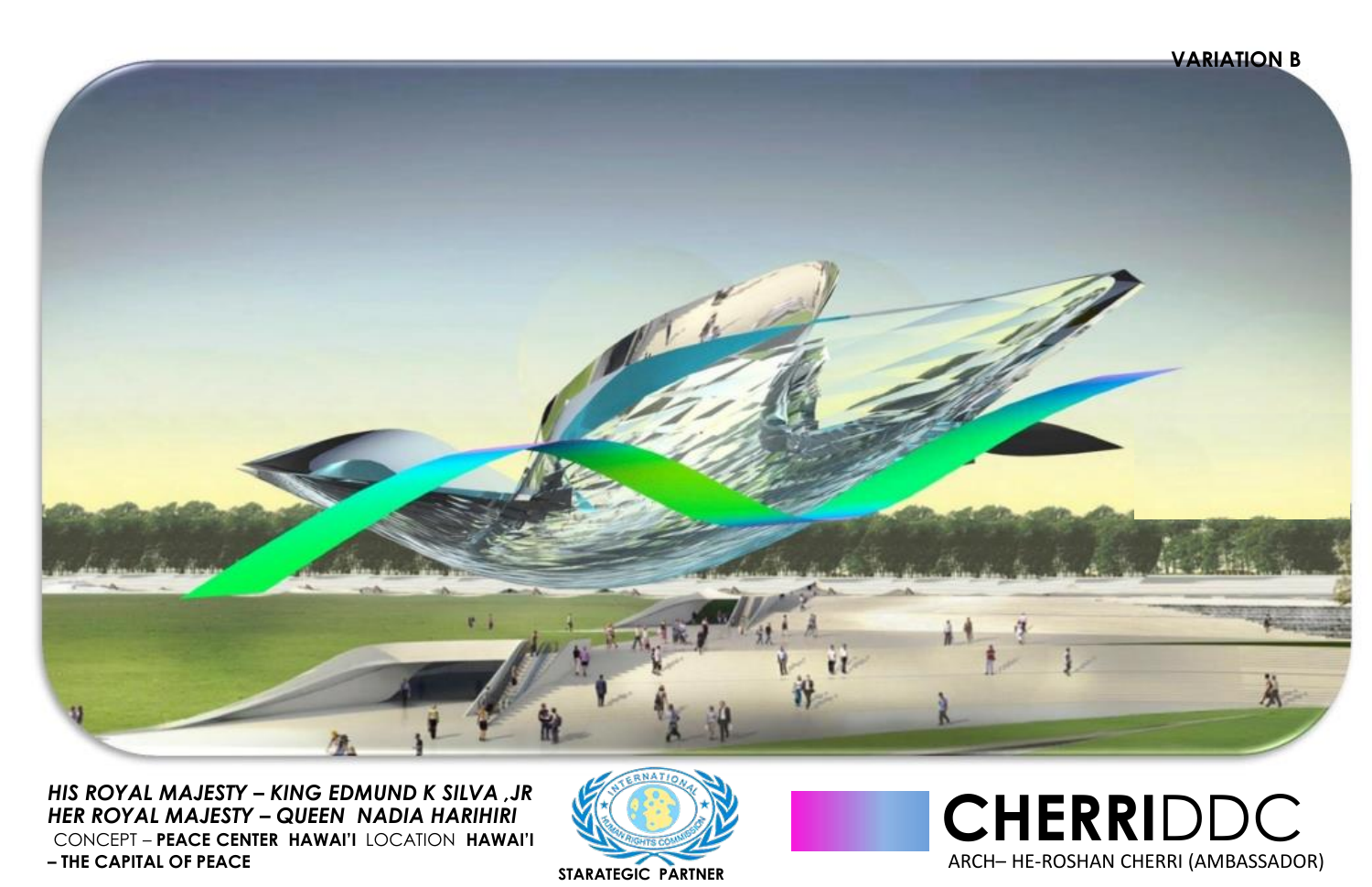**VARIATION B**

***HIS ROYAL MAJESTY – KING EDMUND K SILVA ,JR***
***HER ROYAL MAJESTY – QUEEN NADIA HARIHIRI***
CONCEPT – **PEACE CENTER HAWAI'I** LOCATION **HAWAI'I – THE CAPITAL OF PEACE**

**STARATEGIC PARTNER**

**CHERRI**DDC
ARCH– HE-ROSHAN CHERRI (AMBASSADOR)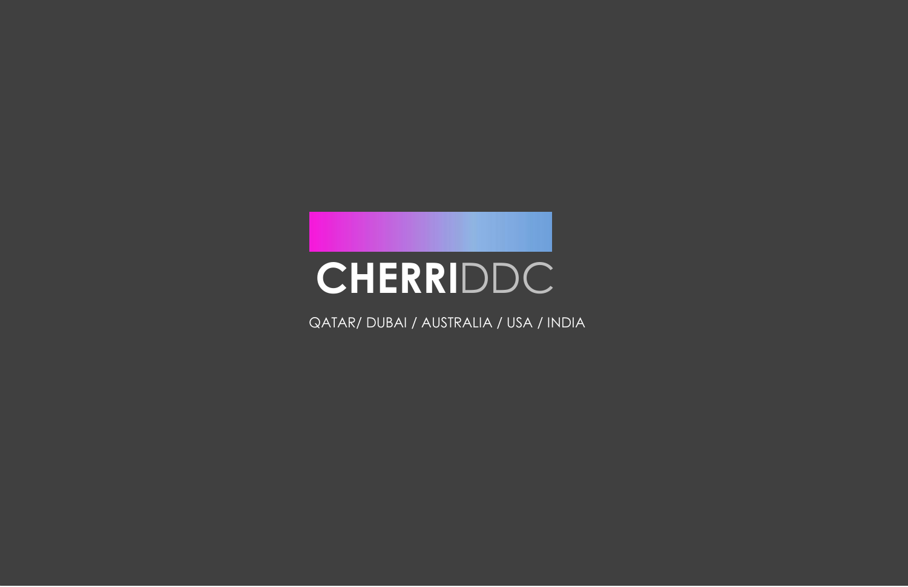**CHERRI**DDC

QATAR/ DUBAI / AUSTRALIA / USA / INDIA